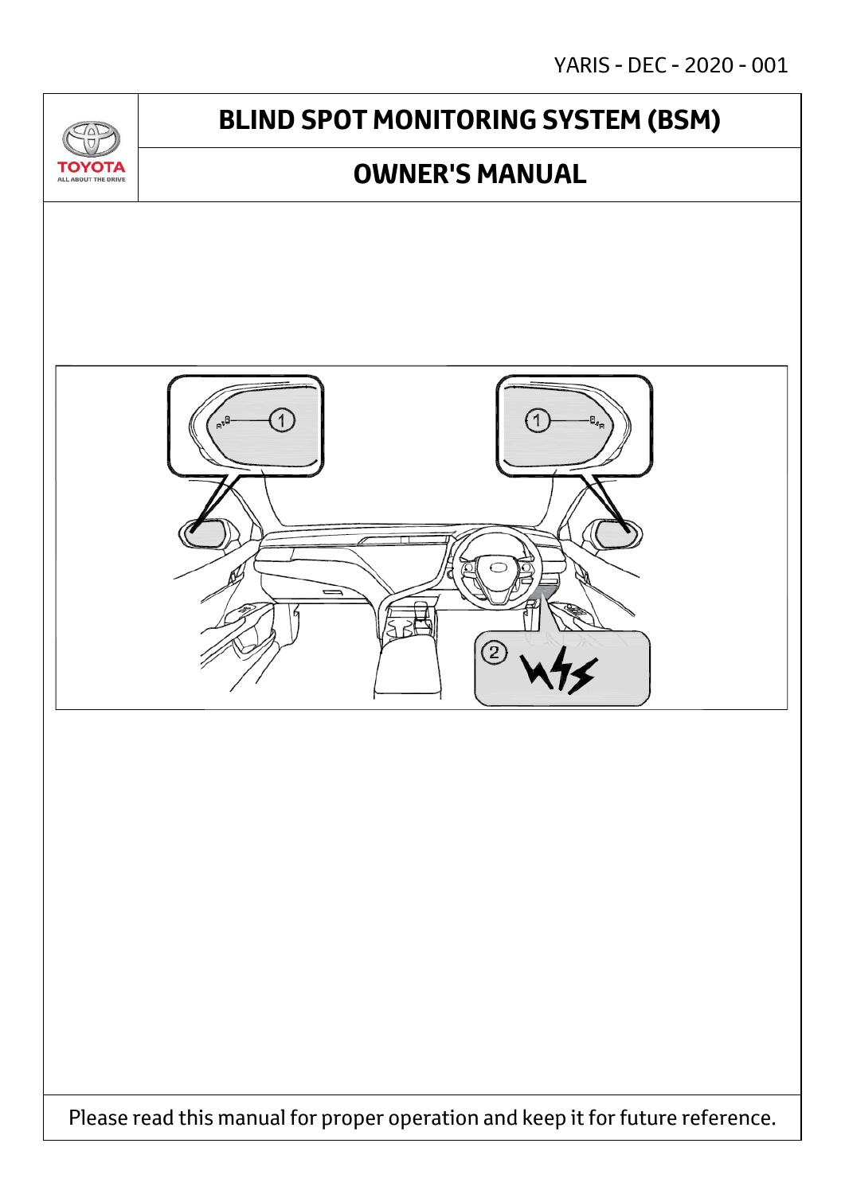YARIS - DEC - 2020 - 001

# BLIND SPOT MONITORING SYSTEM (BSM)

## OWNER'S MANUAL

Please read this manual for proper operation and keep it for future reference.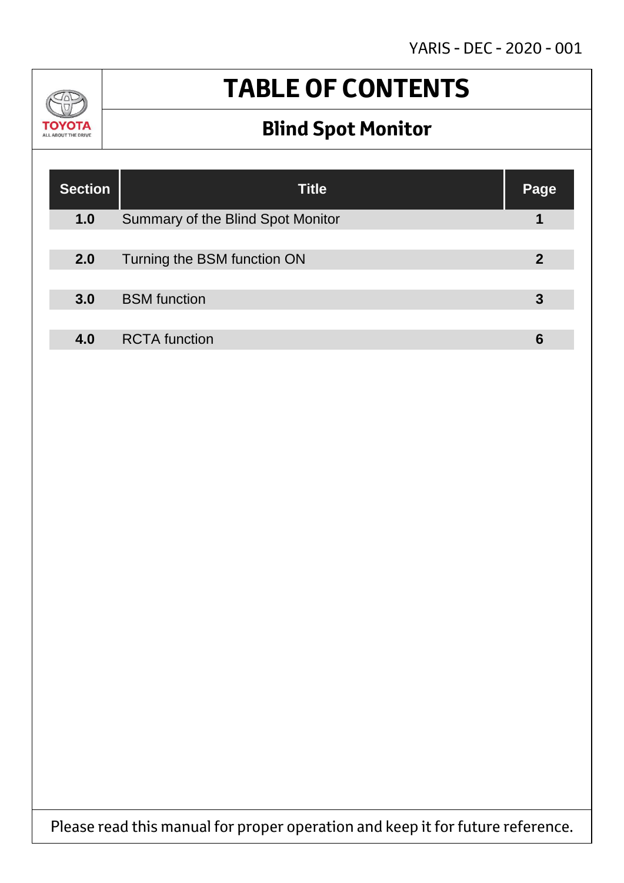# TABLE OF CONTENTS

## Blind Spot Monitor

| Section | Title | Page |
| --- | --- | --- |
| 1.0 | Summary of the Blind Spot Monitor | 1 |
| 2.0 | Turning the BSM function ON | 2 |
| 3.0 | BSM function | 3 |
| 4.0 | RCTA function | 6 |

Please read this manual for proper operation and keep it for future reference.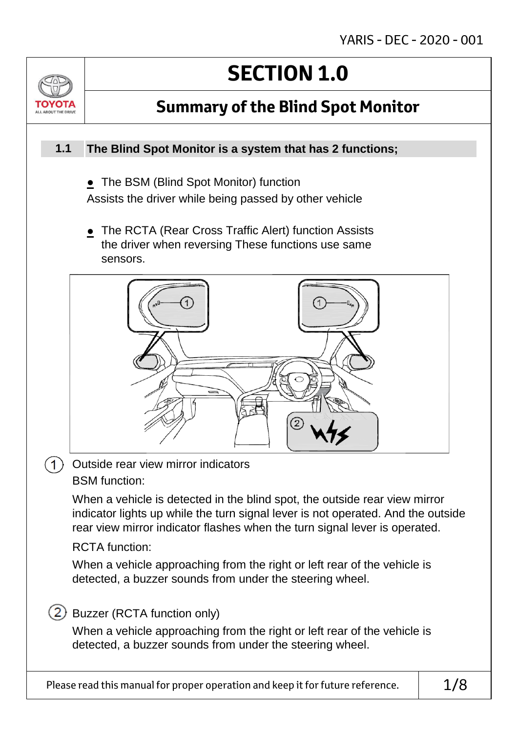# SECTION 1.0

## Summary of the Blind Spot Monitor

### 1.1 The Blind Spot Monitor is a system that has 2 functions;

- The BSM (Blind Spot Monitor) function

Assists the driver while being passed by other vehicle

- The RCTA (Rear Cross Traffic Alert) function Assists the driver when reversing These functions use same sensors.

(1) Outside rear view mirror indicators

BSM function:

When a vehicle is detected in the blind spot, the outside rear view mirror indicator lights up while the turn signal lever is not operated. And the outside rear view mirror indicator flashes when the turn signal lever is operated.

RCTA function:

When a vehicle approaching from the right or left rear of the vehicle is detected, a buzzer sounds from under the steering wheel.

(2) Buzzer (RCTA function only)

When a vehicle approaching from the right or left rear of the vehicle is detected, a buzzer sounds from under the steering wheel.

Please read this manual for proper operation and keep it for future reference.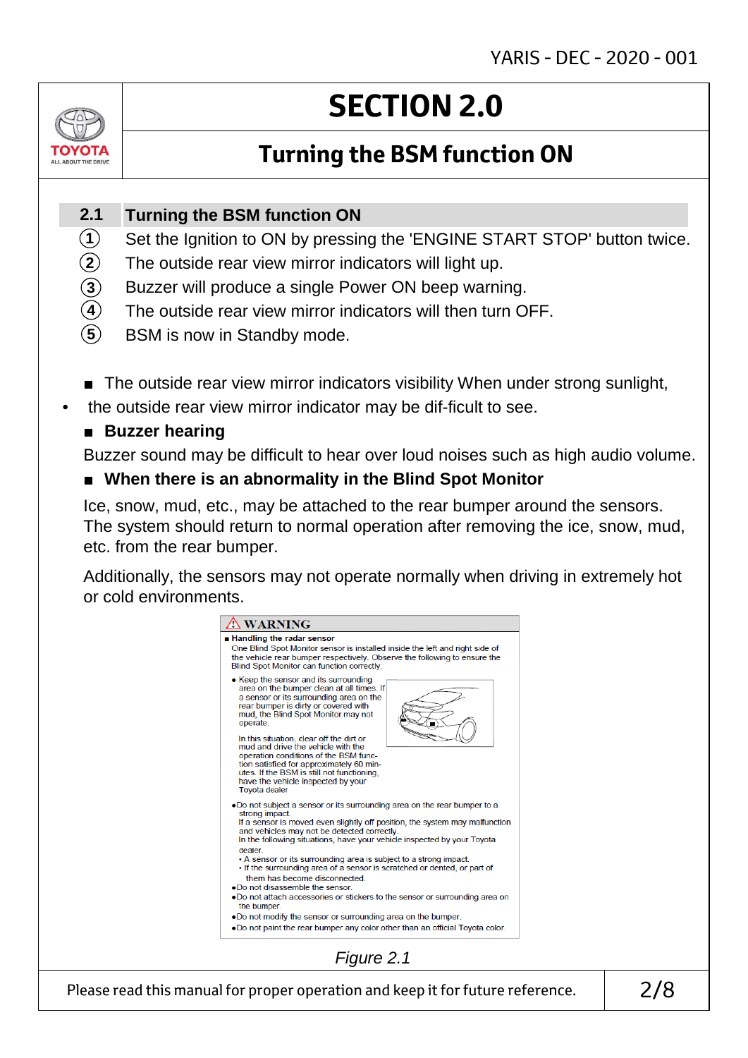# SECTION 2.0

## Turning the BSM function ON

### 2.1 Turning the BSM function ON

1. Set the Ignition to ON by pressing the 'ENGINE START STOP' button twice.
2. The outside rear view mirror indicators will light up.
3. Buzzer will produce a single Power ON beep warning.
4. The outside rear view mirror indicators will then turn OFF.
5. BSM is now in Standby mode.

■ The outside rear view mirror indicators visibility When under strong sunlight,

- the outside rear view mirror indicator may be dif-ficult to see.

■ **Buzzer hearing**

Buzzer sound may be difficult to hear over loud noises such as high audio volume.

■ **When there is an abnormality in the Blind Spot Monitor**

Ice, snow, mud, etc., may be attached to the rear bumper around the sensors. The system should return to normal operation after removing the ice, snow, mud, etc. from the rear bumper.

Additionally, the sensors may not operate normally when driving in extremely hot or cold environments.

**⚠ WARNING**

■ **Handling the radar sensor**

One Blind Spot Monitor sensor is installed inside the left and right side of the vehicle rear bumper respectively. Observe the following to ensure the Blind Spot Monitor can function correctly.

- Keep the sensor and its surrounding area on the bumper clean at all times. If a sensor or its surrounding area on the rear bumper is dirty or covered with mud, the Blind Spot Monitor may not operate.

  In this situation, clear off the dirt or mud and drive the vehicle with the operation conditions of the BSM func-tion satisfied for approximately 60 min-utes. If the BSM is still not functioning, have the vehicle inspected by your Toyota dealer

- Do not subject a sensor or its surrounding area on the rear bumper to a strong impact.
  If a sensor is moved even slightly off position, the system may malfunction and vehicles may not be detected correctly.
  In the following situations, have your vehicle inspected by your Toyota dealer.
  - A sensor or its surrounding area is subject to a strong impact.
  - If the surrounding area of a sensor is scratched or dented, or part of them has become disconnected.
- Do not disassemble the sensor.
- Do not attach accessories or stickers to the sensor or surrounding area on the bumper.
- Do not modify the sensor or surrounding area on the bumper.
- Do not paint the rear bumper any color other than an official Toyota color.

*Figure 2.1*

Please read this manual for proper operation and keep it for future reference.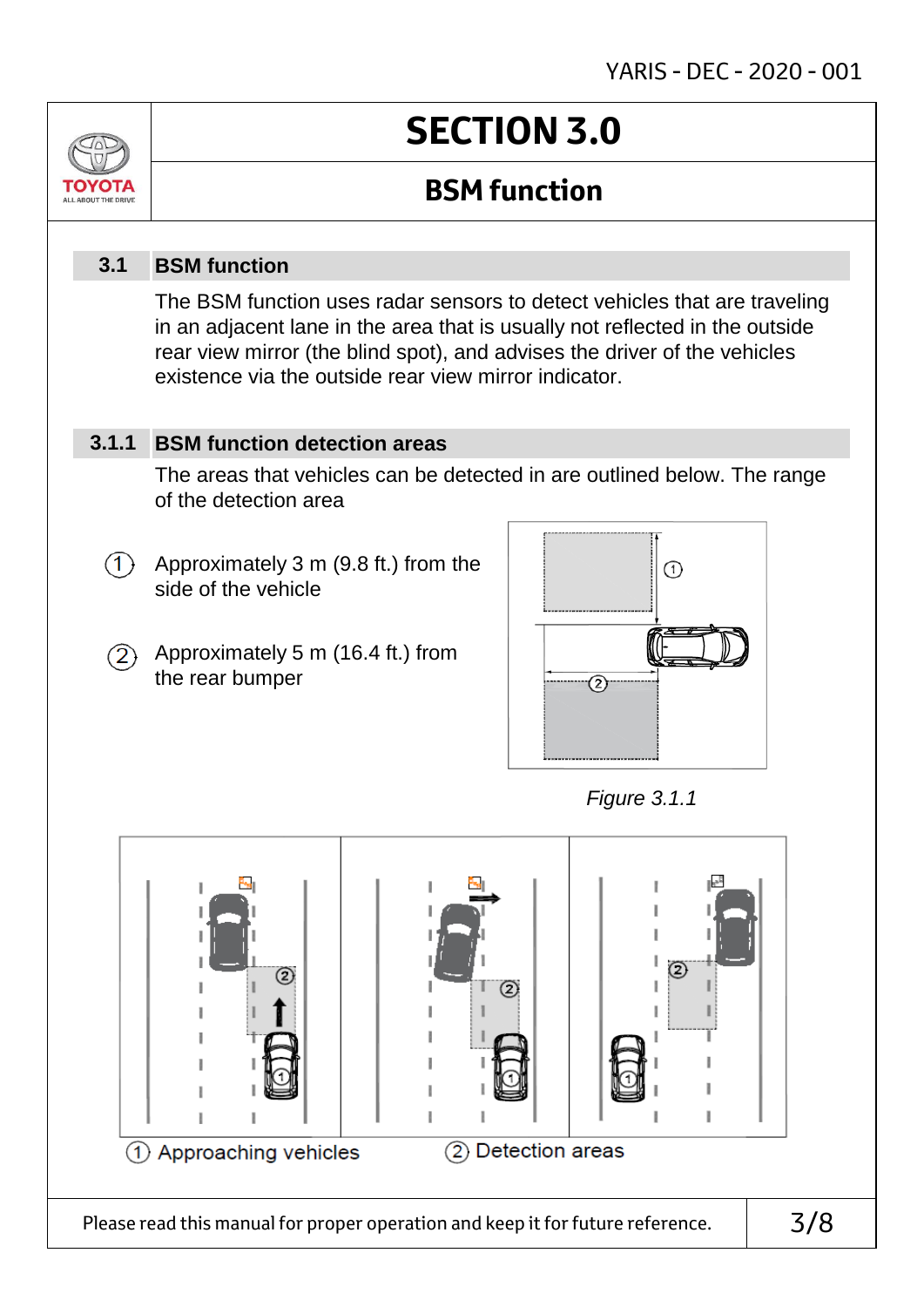# SECTION 3.0

## BSM function

### 3.1 BSM function

The BSM function uses radar sensors to detect vehicles that are traveling in an adjacent lane in the area that is usually not reflected in the outside rear view mirror (the blind spot), and advises the driver of the vehicles existence via the outside rear view mirror indicator.

### 3.1.1 BSM function detection areas

The areas that vehicles can be detected in are outlined below. The range of the detection area

1. Approximately 3 m (9.8 ft.) from the side of the vehicle
2. Approximately 5 m (16.4 ft.) from the rear bumper

*Figure 3.1.1*

① Approaching vehicles ② Detection areas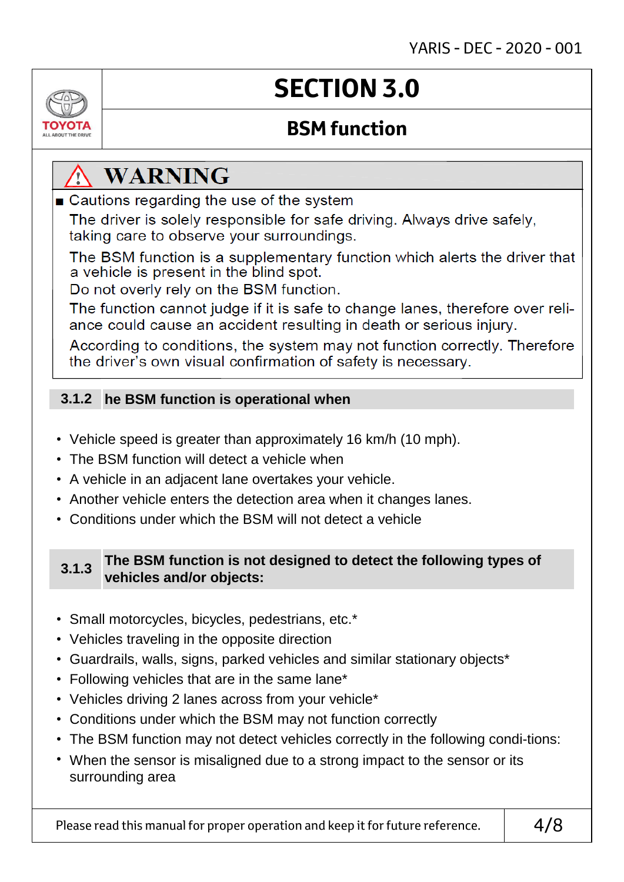# SECTION 3.0

## BSM function

### ⚠ WARNING

■ Cautions regarding the use of the system

The driver is solely responsible for safe driving. Always drive safely, taking care to observe your surroundings.

The BSM function is a supplementary function which alerts the driver that a vehicle is present in the blind spot.
Do not overly rely on the BSM function.

The function cannot judge if it is safe to change lanes, therefore over reliance could cause an accident resulting in death or serious injury.

According to conditions, the system may not function correctly. Therefore the driver's own visual confirmation of safety is necessary.

### 3.1.2 he BSM function is operational when

- Vehicle speed is greater than approximately 16 km/h (10 mph).
- The BSM function will detect a vehicle when
- A vehicle in an adjacent lane overtakes your vehicle.
- Another vehicle enters the detection area when it changes lanes.
- Conditions under which the BSM will not detect a vehicle

### 3.1.3 The BSM function is not designed to detect the following types of vehicles and/or objects:

- Small motorcycles, bicycles, pedestrians, etc.*
- Vehicles traveling in the opposite direction
- Guardrails, walls, signs, parked vehicles and similar stationary objects*
- Following vehicles that are in the same lane*
- Vehicles driving 2 lanes across from your vehicle*
- Conditions under which the BSM may not function correctly
- The BSM function may not detect vehicles correctly in the following condi-tions:
- When the sensor is misaligned due to a strong impact to the sensor or its surrounding area

Please read this manual for proper operation and keep it for future reference.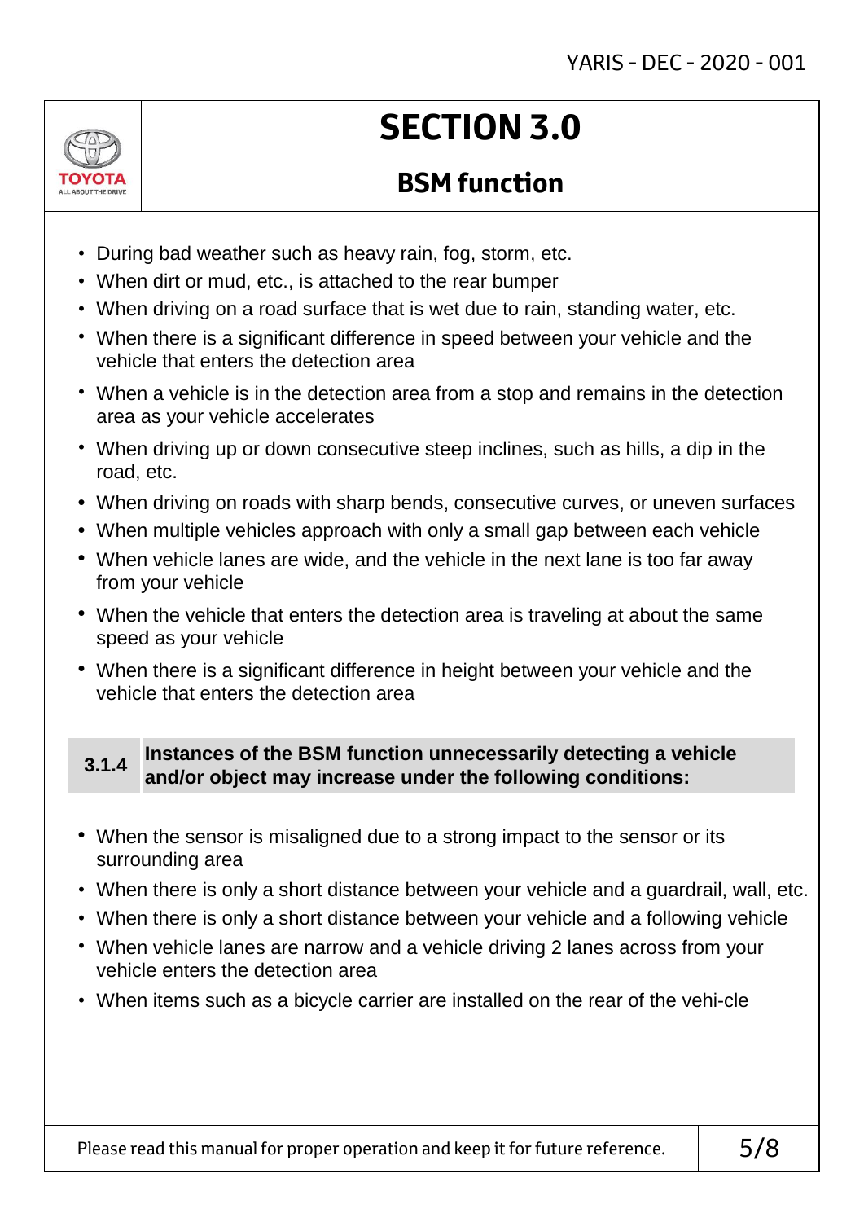# SECTION 3.0

## BSM function

- During bad weather such as heavy rain, fog, storm, etc.
- When dirt or mud, etc., is attached to the rear bumper
- When driving on a road surface that is wet due to rain, standing water, etc.
- When there is a significant difference in speed between your vehicle and the vehicle that enters the detection area
- When a vehicle is in the detection area from a stop and remains in the detection area as your vehicle accelerates
- When driving up or down consecutive steep inclines, such as hills, a dip in the road, etc.
- When driving on roads with sharp bends, consecutive curves, or uneven surfaces
- When multiple vehicles approach with only a small gap between each vehicle
- When vehicle lanes are wide, and the vehicle in the next lane is too far away from your vehicle
- When the vehicle that enters the detection area is traveling at about the same speed as your vehicle
- When there is a significant difference in height between your vehicle and the vehicle that enters the detection area

### 3.1.4 Instances of the BSM function unnecessarily detecting a vehicle and/or object may increase under the following conditions:

- When the sensor is misaligned due to a strong impact to the sensor or its surrounding area
- When there is only a short distance between your vehicle and a guardrail, wall, etc.
- When there is only a short distance between your vehicle and a following vehicle
- When vehicle lanes are narrow and a vehicle driving 2 lanes across from your vehicle enters the detection area
- When items such as a bicycle carrier are installed on the rear of the vehi-cle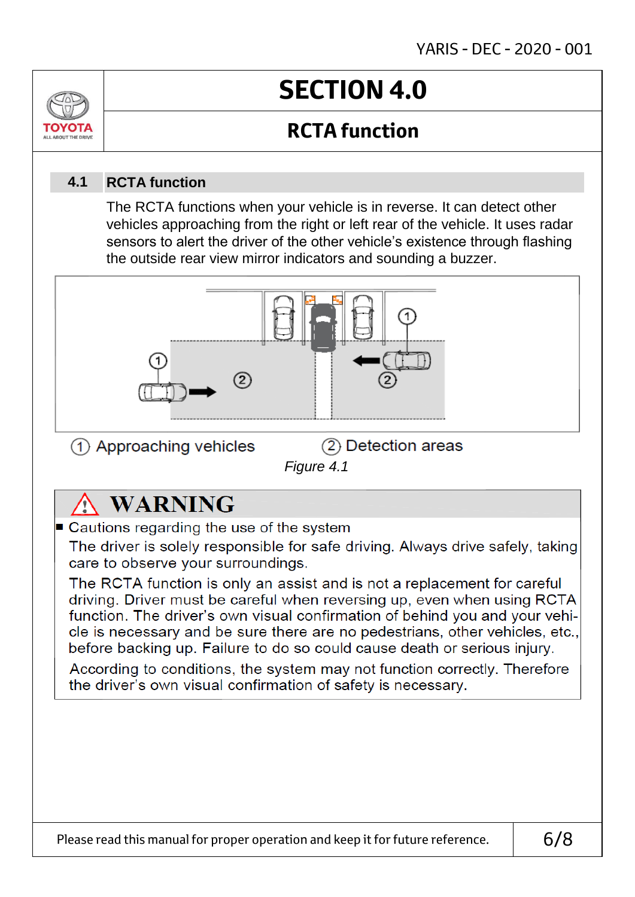# SECTION 4.0

## RCTA function

### 4.1 RCTA function

The RCTA functions when your vehicle is in reverse. It can detect other vehicles approaching from the right or left rear of the vehicle. It uses radar sensors to alert the driver of the other vehicle's existence through flashing the outside rear view mirror indicators and sounding a buzzer.

① Approaching vehicles ② Detection areas

*Figure 4.1*

**⚠ WARNING**

■ Cautions regarding the use of the system

The driver is solely responsible for safe driving. Always drive safely, taking care to observe your surroundings.

The RCTA function is only an assist and is not a replacement for careful driving. Driver must be careful when reversing up, even when using RCTA function. The driver's own visual confirmation of behind you and your vehicle is necessary and be sure there are no pedestrians, other vehicles, etc., before backing up. Failure to do so could cause death or serious injury.

According to conditions, the system may not function correctly. Therefore the driver's own visual confirmation of safety is necessary.

Please read this manual for proper operation and keep it for future reference.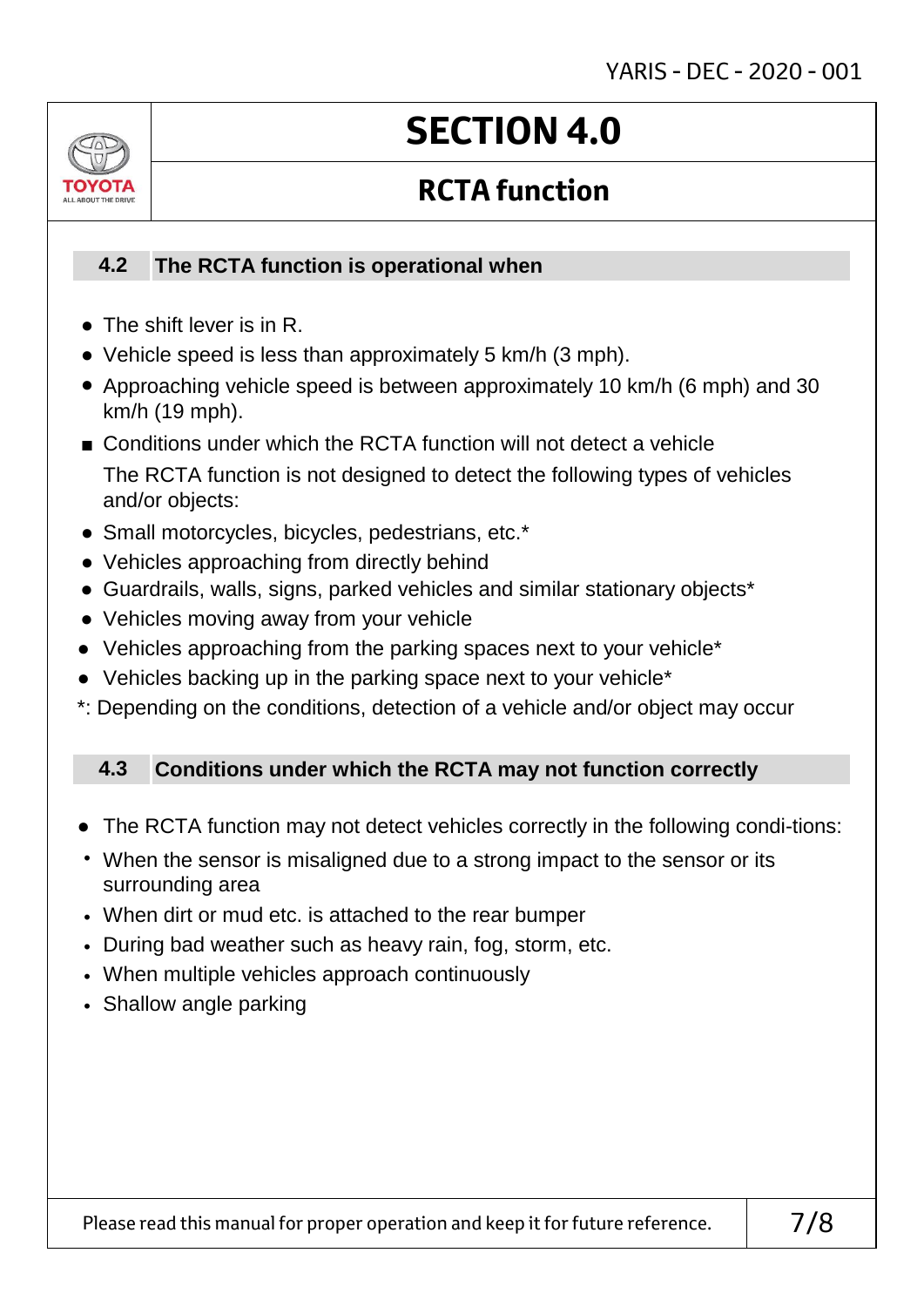# SECTION 4.0

## RCTA function

### 4.2 The RCTA function is operational when

- The shift lever is in R.
- Vehicle speed is less than approximately 5 km/h (3 mph).
- Approaching vehicle speed is between approximately 10 km/h (6 mph) and 30 km/h (19 mph).

■ Conditions under which the RCTA function will not detect a vehicle

The RCTA function is not designed to detect the following types of vehicles and/or objects:

- Small motorcycles, bicycles, pedestrians, etc.*
- Vehicles approaching from directly behind
- Guardrails, walls, signs, parked vehicles and similar stationary objects*
- Vehicles moving away from your vehicle
- Vehicles approaching from the parking spaces next to your vehicle*
- Vehicles backing up in the parking space next to your vehicle*

*: Depending on the conditions, detection of a vehicle and/or object may occur

### 4.3 Conditions under which the RCTA may not function correctly

- The RCTA function may not detect vehicles correctly in the following condi-tions:
  - When the sensor is misaligned due to a strong impact to the sensor or its surrounding area
  - When dirt or mud etc. is attached to the rear bumper
  - During bad weather such as heavy rain, fog, storm, etc.
  - When multiple vehicles approach continuously
  - Shallow angle parking

Please read this manual for proper operation and keep it for future reference.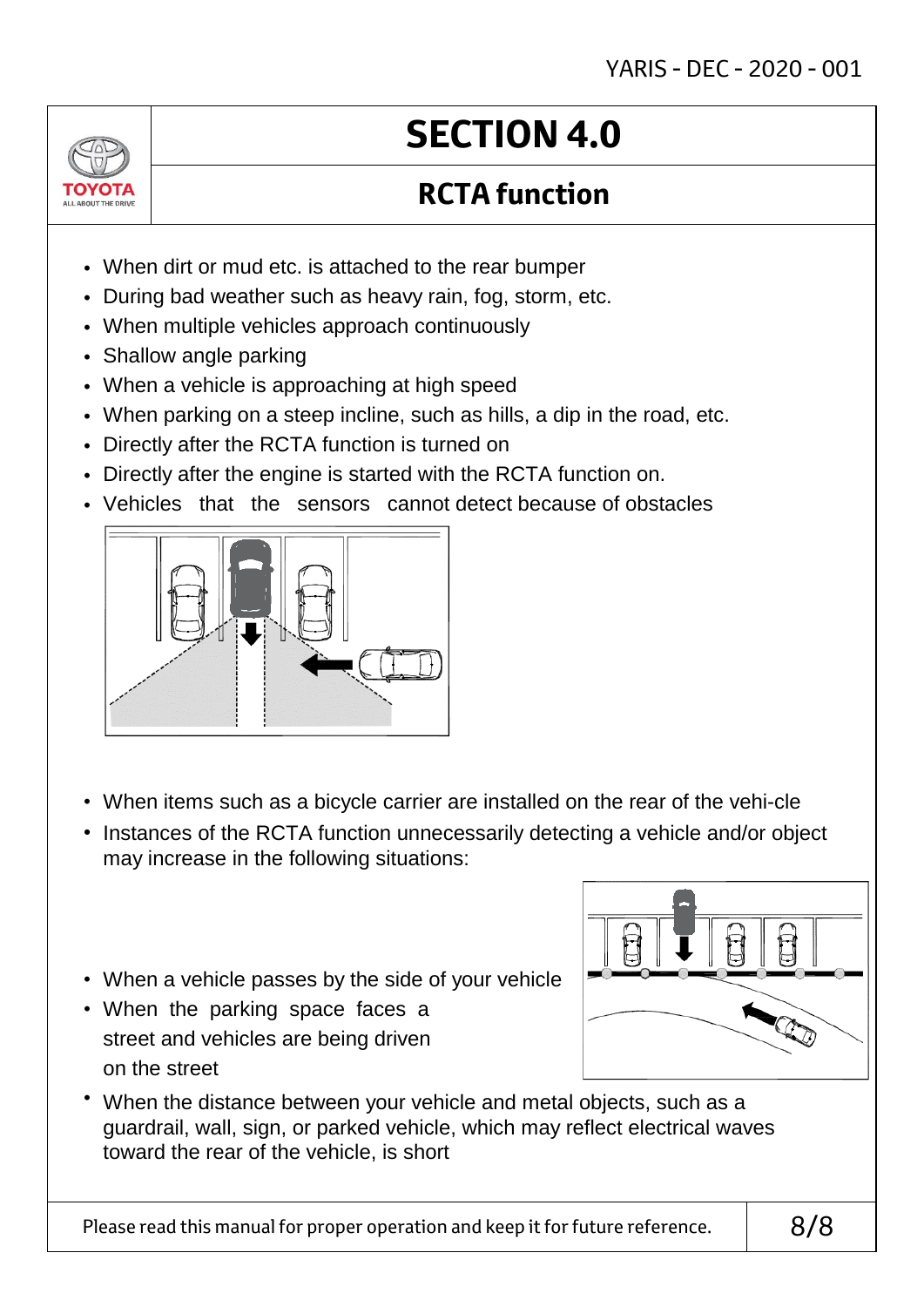# SECTION 4.0

## RCTA function

- When dirt or mud etc. is attached to the rear bumper
- During bad weather such as heavy rain, fog, storm, etc.
- When multiple vehicles approach continuously
- Shallow angle parking
- When a vehicle is approaching at high speed
- When parking on a steep incline, such as hills, a dip in the road, etc.
- Directly after the RCTA function is turned on
- Directly after the engine is started with the RCTA function on.
- Vehicles that the sensors cannot detect because of obstacles
- When items such as a bicycle carrier are installed on the rear of the vehi-cle
- Instances of the RCTA function unnecessarily detecting a vehicle and/or object may increase in the following situations:
- When a vehicle passes by the side of your vehicle
- When the parking space faces a street and vehicles are being driven on the street
- When the distance between your vehicle and metal objects, such as a guardrail, wall, sign, or parked vehicle, which may reflect electrical waves toward the rear of the vehicle, is short

Please read this manual for proper operation and keep it for future reference.